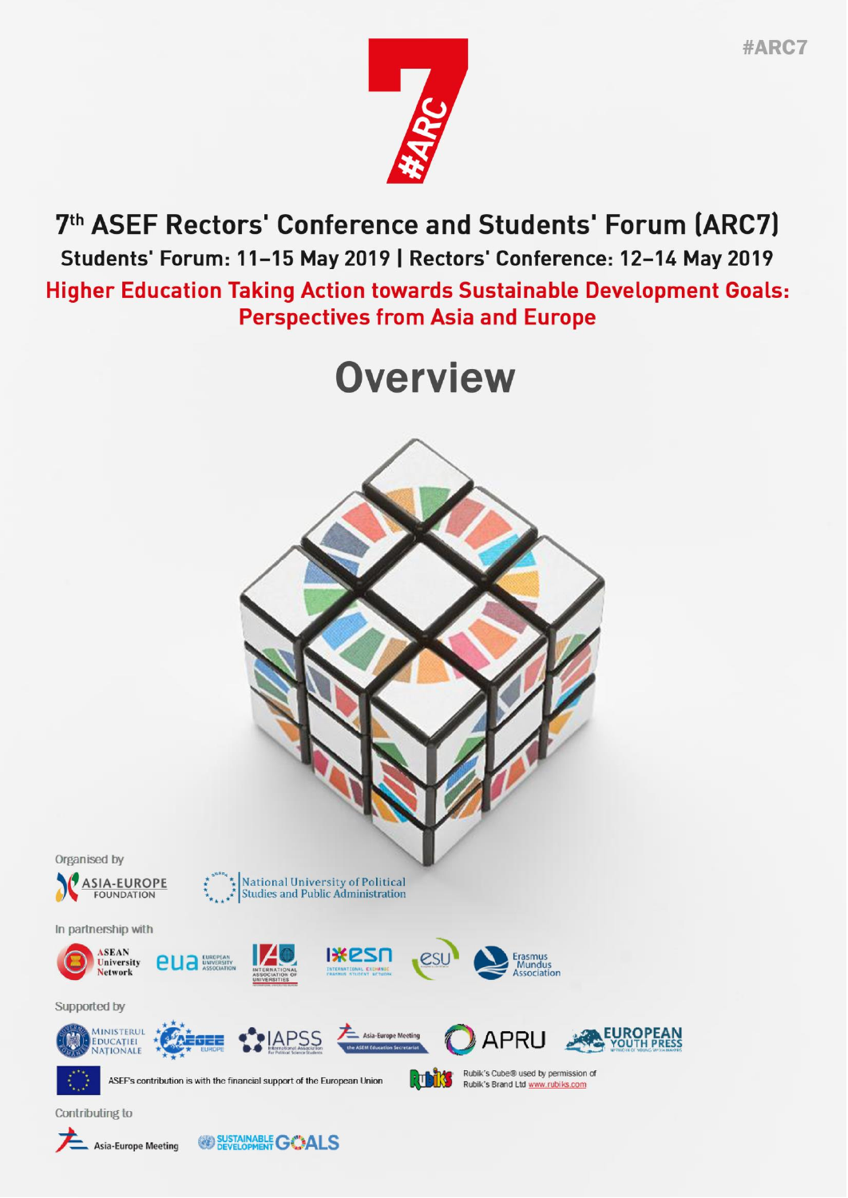#ARC7

# 7th ASEF Rectors' Conference and Students' Forum (ARC7)

**Students' Forum: 11–15 May 2019 | Rectors' Conference: 12–14 May 2019**

**Higher Education Taking Action towards Sustainable Development Goals: Perspectives from Asia and Europe**

## Overview

Organised by

Asia-Europe Foundation | National University of Political Studies and Public Administration

In partnership with

ASEAN University Network | EUA European University Association | International Association of Universities | ESN International Exchange Erasmus Student Network | ESU | Erasmus Mundus Association

Supported by

Ministerul Educației Naționale | AEGEE Europe | IAPSS International Association for Political Science Students | Asia-Europe Meeting the ASEM Education Secretariat | APRU | European Youth Press

ASEF's contribution is with the financial support of the European Union

Rubik's Cube® used by permission of Rubik's Brand Ltd www.rubiks.com

Contributing to

Asia-Europe Meeting | Sustainable Development Goals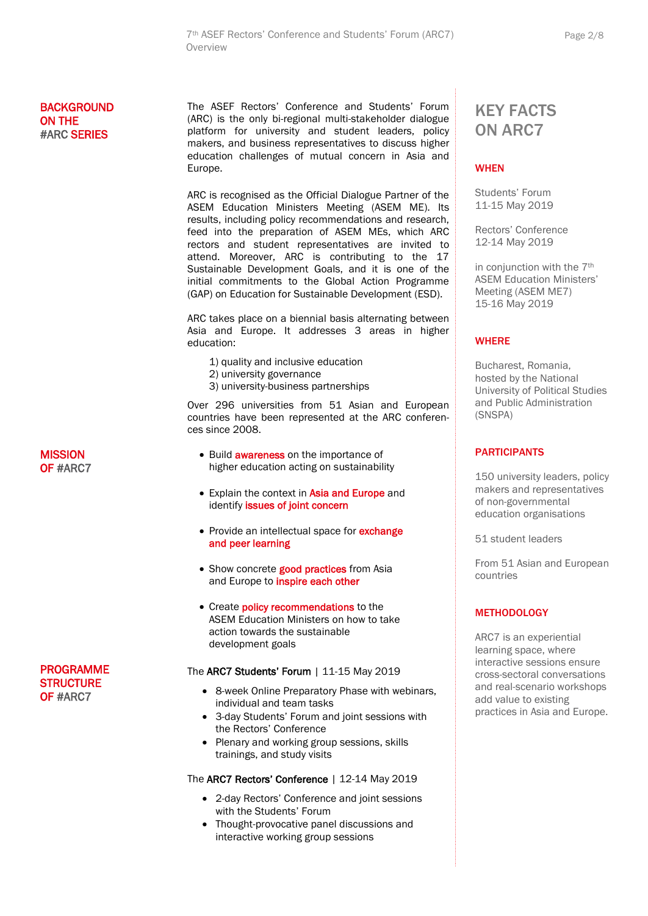## BACKGROUND ON THE #ARC SERIES

The ASEF Rectors' Conference and Students' Forum (ARC) is the only bi-regional multi-stakeholder dialogue platform for university and student leaders, policy makers, and business representatives to discuss higher education challenges of mutual concern in Asia and Europe.

ARC is recognised as the Official Dialogue Partner of the ASEM Education Ministers Meeting (ASEM ME). Its results, including policy recommendations and research, feed into the preparation of ASEM MEs, which ARC rectors and student representatives are invited to attend. Moreover, ARC is contributing to the 17 Sustainable Development Goals, and it is one of the initial commitments to the Global Action Programme (GAP) on Education for Sustainable Development (ESD).

ARC takes place on a biennial basis alternating between Asia and Europe. It addresses 3 areas in higher education:

1) quality and inclusive education
2) university governance
3) university-business partnerships

Over 296 universities from 51 Asian and European countries have been represented at the ARC conferences since 2008.

## MISSION OF #ARC7

- Build **awareness** on the importance of higher education acting on sustainability
- Explain the context in **Asia and Europe** and identify **issues of joint concern**
- Provide an intellectual space for **exchange and peer learning**
- Show concrete **good practices** from Asia and Europe to **inspire each other**
- Create **policy recommendations** to the ASEM Education Ministers on how to take action towards the sustainable development goals

## PROGRAMME STRUCTURE OF #ARC7

The **ARC7 Students' Forum** | 11-15 May 2019

- 8-week Online Preparatory Phase with webinars, individual and team tasks
- 3-day Students' Forum and joint sessions with the Rectors' Conference
- Plenary and working group sessions, skills trainings, and study visits

The **ARC7 Rectors' Conference** | 12-14 May 2019

- 2-day Rectors' Conference and joint sessions with the Students' Forum
- Thought-provocative panel discussions and interactive working group sessions

## KEY FACTS ON ARC7

### WHEN

Students' Forum
11-15 May 2019

Rectors' Conference
12-14 May 2019

in conjunction with the 7th ASEM Education Ministers' Meeting (ASEM ME7)
15-16 May 2019

### WHERE

Bucharest, Romania, hosted by the National University of Political Studies and Public Administration (SNSPA)

### PARTICIPANTS

150 university leaders, policy makers and representatives of non-governmental education organisations

51 student leaders

From 51 Asian and European countries

### METHODOLOGY

ARC7 is an experiential learning space, where interactive sessions ensure cross-sectoral conversations and real-scenario workshops add value to existing practices in Asia and Europe.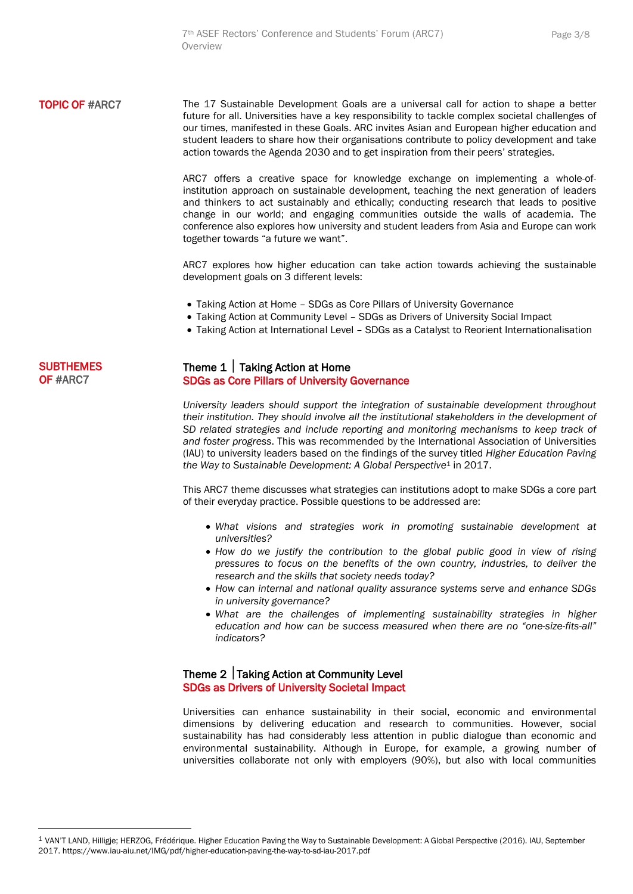## TOPIC OF #ARC7

The 17 Sustainable Development Goals are a universal call for action to shape a better future for all. Universities have a key responsibility to tackle complex societal challenges of our times, manifested in these Goals. ARC invites Asian and European higher education and student leaders to share how their organisations contribute to policy development and take action towards the Agenda 2030 and to get inspiration from their peers' strategies.

ARC7 offers a creative space for knowledge exchange on implementing a whole-of-institution approach on sustainable development, teaching the next generation of leaders and thinkers to act sustainably and ethically; conducting research that leads to positive change in our world; and engaging communities outside the walls of academia. The conference also explores how university and student leaders from Asia and Europe can work together towards "a future we want".

ARC7 explores how higher education can take action towards achieving the sustainable development goals on 3 different levels:

- Taking Action at Home – SDGs as Core Pillars of University Governance
- Taking Action at Community Level – SDGs as Drivers of University Social Impact
- Taking Action at International Level – SDGs as a Catalyst to Reorient Internationalisation

## SUBTHEMES OF #ARC7

### Theme 1 | Taking Action at Home
### SDGs as Core Pillars of University Governance

*University leaders should support the integration of sustainable development throughout their institution. They should involve all the institutional stakeholders in the development of SD related strategies and include reporting and monitoring mechanisms to keep track of and foster progress*. This was recommended by the International Association of Universities (IAU) to university leaders based on the findings of the survey titled *Higher Education Paving the Way to Sustainable Development: A Global Perspective*[1] in 2017.

This ARC7 theme discusses what strategies can institutions adopt to make SDGs a core part of their everyday practice. Possible questions to be addressed are:

- *What visions and strategies work in promoting sustainable development at universities?*
- *How do we justify the contribution to the global public good in view of rising pressures to focus on the benefits of the own country, industries, to deliver the research and the skills that society needs today?*
- *How can internal and national quality assurance systems serve and enhance SDGs in university governance?*
- *What are the challenges of implementing sustainability strategies in higher education and how can be success measured when there are no "one-size-fits-all" indicators?*

### Theme 2 | Taking Action at Community Level
### SDGs as Drivers of University Societal Impact

Universities can enhance sustainability in their social, economic and environmental dimensions by delivering education and research to communities. However, social sustainability has had considerably less attention in public dialogue than economic and environmental sustainability. Although in Europe, for example, a growing number of universities collaborate not only with employers (90%), but also with local communities

---

[1] VAN'T LAND, Hilligje; HERZOG, Frédérique. Higher Education Paving the Way to Sustainable Development: A Global Perspective (2016). IAU, September 2017. https://www.iau-aiu.net/IMG/pdf/higher-education-paving-the-way-to-sd-iau-2017.pdf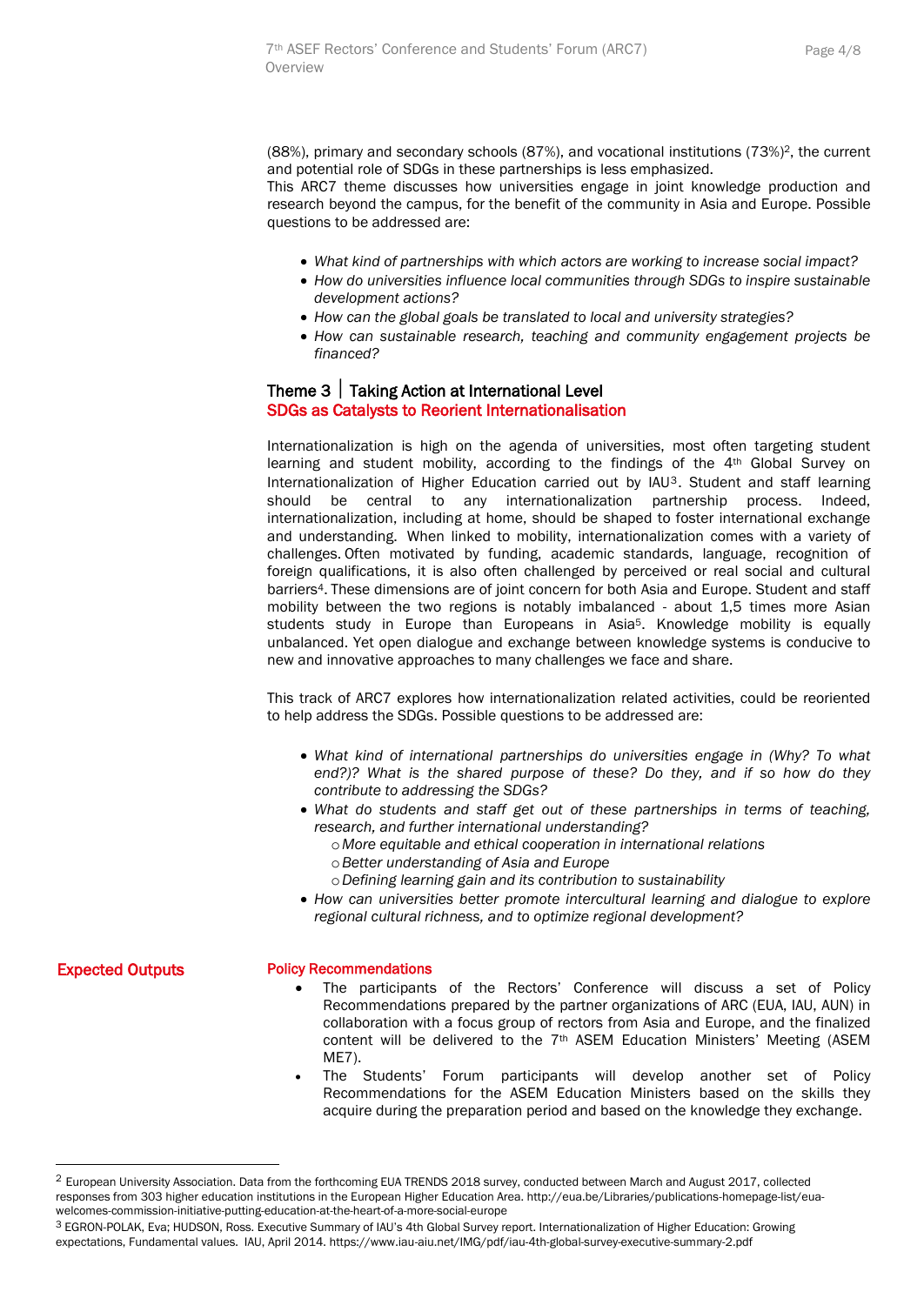(88%), primary and secondary schools (87%), and vocational institutions (73%)[2], the current and potential role of SDGs in these partnerships is less emphasized.
This ARC7 theme discusses how universities engage in joint knowledge production and research beyond the campus, for the benefit of the community in Asia and Europe. Possible questions to be addressed are:

- *What kind of partnerships with which actors are working to increase social impact?*
- *How do universities influence local communities through SDGs to inspire sustainable development actions?*
- *How can the global goals be translated to local and university strategies?*
- *How can sustainable research, teaching and community engagement projects be financed?*

## Theme 3 | Taking Action at International Level
### SDGs as Catalysts to Reorient Internationalisation

Internationalization is high on the agenda of universities, most often targeting student learning and student mobility, according to the findings of the 4th Global Survey on Internationalization of Higher Education carried out by IAU[3]. Student and staff learning should be central to any internationalization partnership process. Indeed, internationalization, including at home, should be shaped to foster international exchange and understanding. When linked to mobility, internationalization comes with a variety of challenges. Often motivated by funding, academic standards, language, recognition of foreign qualifications, it is also often challenged by perceived or real social and cultural barriers[4]. These dimensions are of joint concern for both Asia and Europe. Student and staff mobility between the two regions is notably imbalanced - about 1,5 times more Asian students study in Europe than Europeans in Asia[5]. Knowledge mobility is equally unbalanced. Yet open dialogue and exchange between knowledge systems is conducive to new and innovative approaches to many challenges we face and share.

This track of ARC7 explores how internationalization related activities, could be reoriented to help address the SDGs. Possible questions to be addressed are:

- *What kind of international partnerships do universities engage in (Why? To what end?)? What is the shared purpose of these? Do they, and if so how do they contribute to addressing the SDGs?*
- *What do students and staff get out of these partnerships in terms of teaching, research, and further international understanding?*
  - *More equitable and ethical cooperation in international relations*
  - *Better understanding of Asia and Europe*
  - *Defining learning gain and its contribution to sustainability*
- *How can universities better promote intercultural learning and dialogue to explore regional cultural richness, and to optimize regional development?*

## Expected Outputs

### Policy Recommendations

- The participants of the Rectors' Conference will discuss a set of Policy Recommendations prepared by the partner organizations of ARC (EUA, IAU, AUN) in collaboration with a focus group of rectors from Asia and Europe, and the finalized content will be delivered to the 7th ASEM Education Ministers' Meeting (ASEM ME7).
- The Students' Forum participants will develop another set of Policy Recommendations for the ASEM Education Ministers based on the skills they acquire during the preparation period and based on the knowledge they exchange.

---

[2] European University Association. Data from the forthcoming EUA TRENDS 2018 survey, conducted between March and August 2017, collected responses from 303 higher education institutions in the European Higher Education Area. http://eua.be/Libraries/publications-homepage-list/eua-welcomes-commission-initiative-putting-education-at-the-heart-of-a-more-social-europe

[3] EGRON-POLAK, Eva; HUDSON, Ross. Executive Summary of IAU's 4th Global Survey report. Internationalization of Higher Education: Growing expectations, Fundamental values. IAU, April 2014. https://www.iau-aiu.net/IMG/pdf/iau-4th-global-survey-executive-summary-2.pdf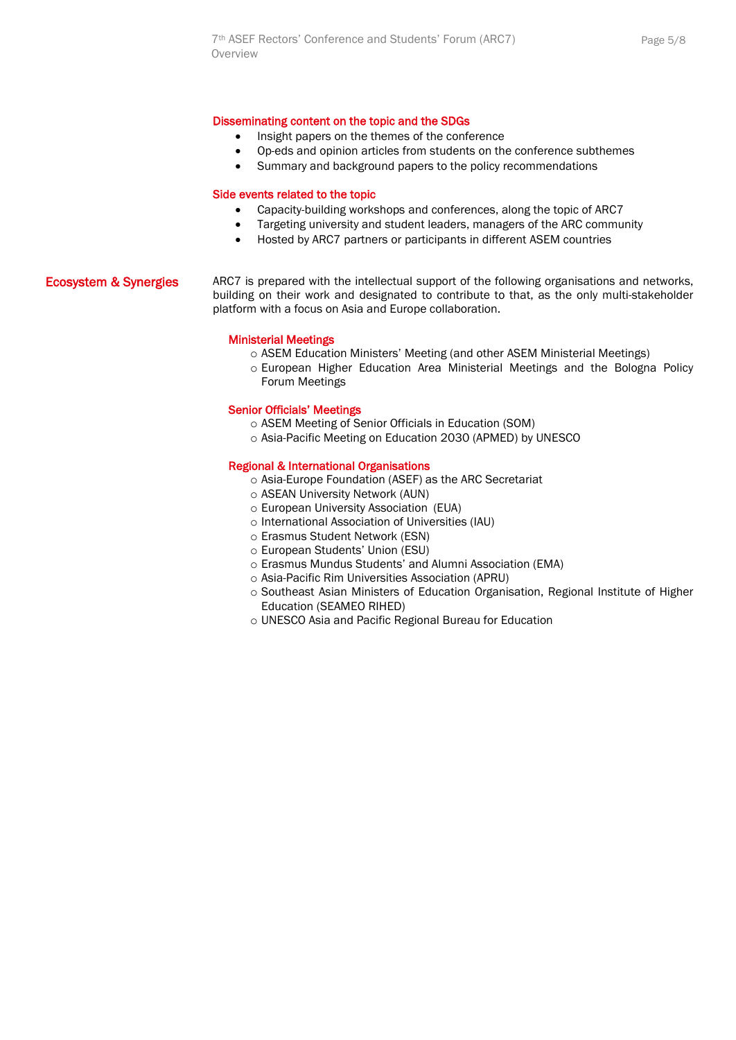### Disseminating content on the topic and the SDGs

- Insight papers on the themes of the conference
- Op-eds and opinion articles from students on the conference subthemes
- Summary and background papers to the policy recommendations

### Side events related to the topic

- Capacity-building workshops and conferences, along the topic of ARC7
- Targeting university and student leaders, managers of the ARC community
- Hosted by ARC7 partners or participants in different ASEM countries

## Ecosystem & Synergies

ARC7 is prepared with the intellectual support of the following organisations and networks, building on their work and designated to contribute to that, as the only multi-stakeholder platform with a focus on Asia and Europe collaboration.

### Ministerial Meetings

- ASEM Education Ministers' Meeting (and other ASEM Ministerial Meetings)
- European Higher Education Area Ministerial Meetings and the Bologna Policy Forum Meetings

### Senior Officials' Meetings

- ASEM Meeting of Senior Officials in Education (SOM)
- Asia-Pacific Meeting on Education 2030 (APMED) by UNESCO

### Regional & International Organisations

- Asia-Europe Foundation (ASEF) as the ARC Secretariat
- ASEAN University Network (AUN)
- European University Association (EUA)
- International Association of Universities (IAU)
- Erasmus Student Network (ESN)
- European Students' Union (ESU)
- Erasmus Mundus Students' and Alumni Association (EMA)
- Asia-Pacific Rim Universities Association (APRU)
- Southeast Asian Ministers of Education Organisation, Regional Institute of Higher Education (SEAMEO RIHED)
- UNESCO Asia and Pacific Regional Bureau for Education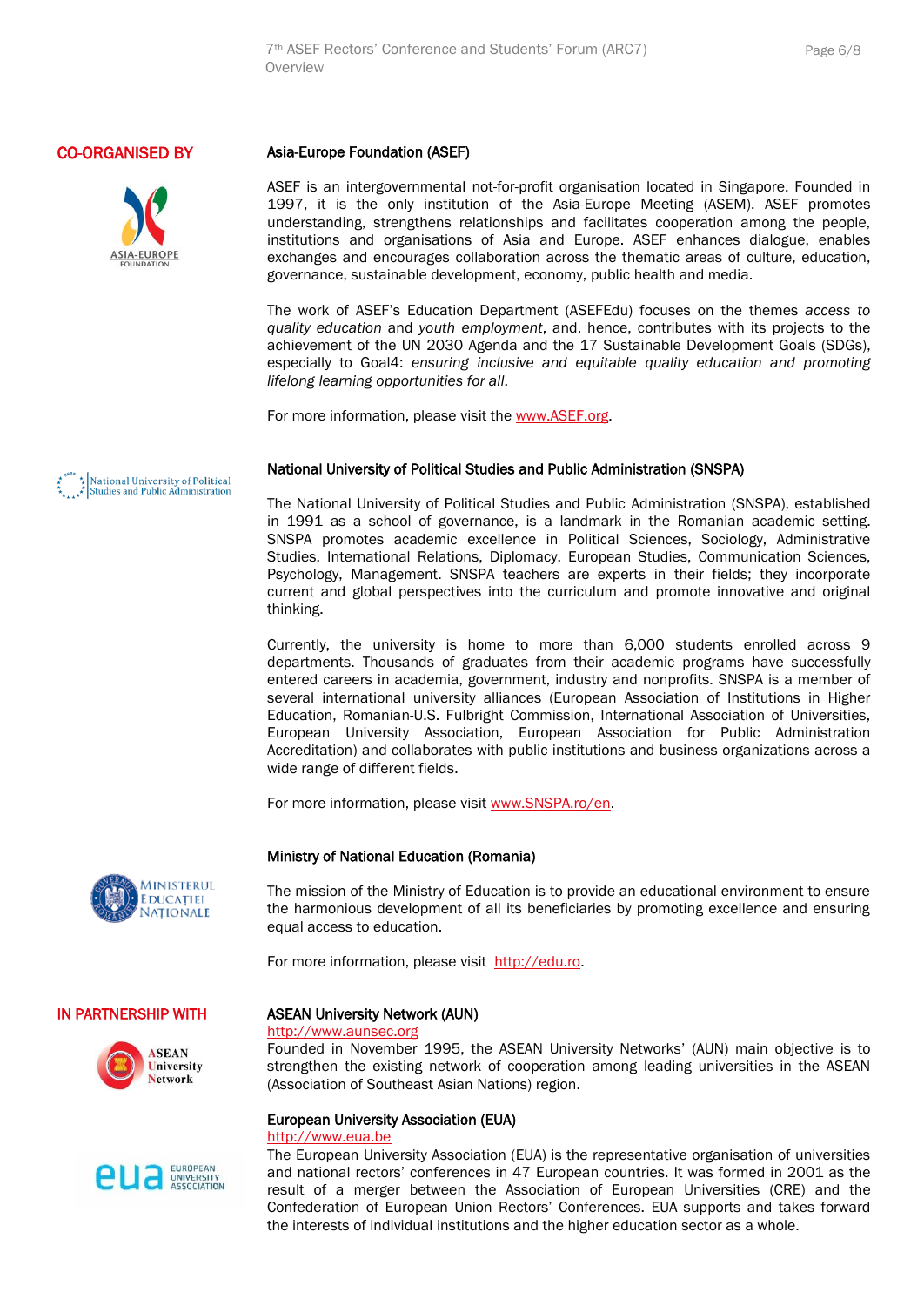## CO-ORGANISED BY

### Asia-Europe Foundation (ASEF)

ASEF is an intergovernmental not-for-profit organisation located in Singapore. Founded in 1997, it is the only institution of the Asia-Europe Meeting (ASEM). ASEF promotes understanding, strengthens relationships and facilitates cooperation among the people, institutions and organisations of Asia and Europe. ASEF enhances dialogue, enables exchanges and encourages collaboration across the thematic areas of culture, education, governance, sustainable development, economy, public health and media.

The work of ASEF's Education Department (ASEFEdu) focuses on the themes *access to quality education* and *youth employment*, and, hence, contributes with its projects to the achievement of the UN 2030 Agenda and the 17 Sustainable Development Goals (SDGs), especially to Goal4: *ensuring inclusive and equitable quality education and promoting lifelong learning opportunities for all*.

For more information, please visit the www.ASEF.org.

### National University of Political Studies and Public Administration (SNSPA)

The National University of Political Studies and Public Administration (SNSPA), established in 1991 as a school of governance, is a landmark in the Romanian academic setting. SNSPA promotes academic excellence in Political Sciences, Sociology, Administrative Studies, International Relations, Diplomacy, European Studies, Communication Sciences, Psychology, Management. SNSPA teachers are experts in their fields; they incorporate current and global perspectives into the curriculum and promote innovative and original thinking.

Currently, the university is home to more than 6,000 students enrolled across 9 departments. Thousands of graduates from their academic programs have successfully entered careers in academia, government, industry and nonprofits. SNSPA is a member of several international university alliances (European Association of Institutions in Higher Education, Romanian-U.S. Fulbright Commission, International Association of Universities, European University Association, European Association for Public Administration Accreditation) and collaborates with public institutions and business organizations across a wide range of different fields.

For more information, please visit www.SNSPA.ro/en.

### Ministry of National Education (Romania)

The mission of the Ministry of Education is to provide an educational environment to ensure the harmonious development of all its beneficiaries by promoting excellence and ensuring equal access to education.

For more information, please visit http://edu.ro.

## IN PARTNERSHIP WITH

### ASEAN University Network (AUN)

http://www.aunsec.org

Founded in November 1995, the ASEAN University Networks' (AUN) main objective is to strengthen the existing network of cooperation among leading universities in the ASEAN (Association of Southeast Asian Nations) region.

### European University Association (EUA)

http://www.eua.be

The European University Association (EUA) is the representative organisation of universities and national rectors' conferences in 47 European countries. It was formed in 2001 as the result of a merger between the Association of European Universities (CRE) and the Confederation of European Union Rectors' Conferences. EUA supports and takes forward the interests of individual institutions and the higher education sector as a whole.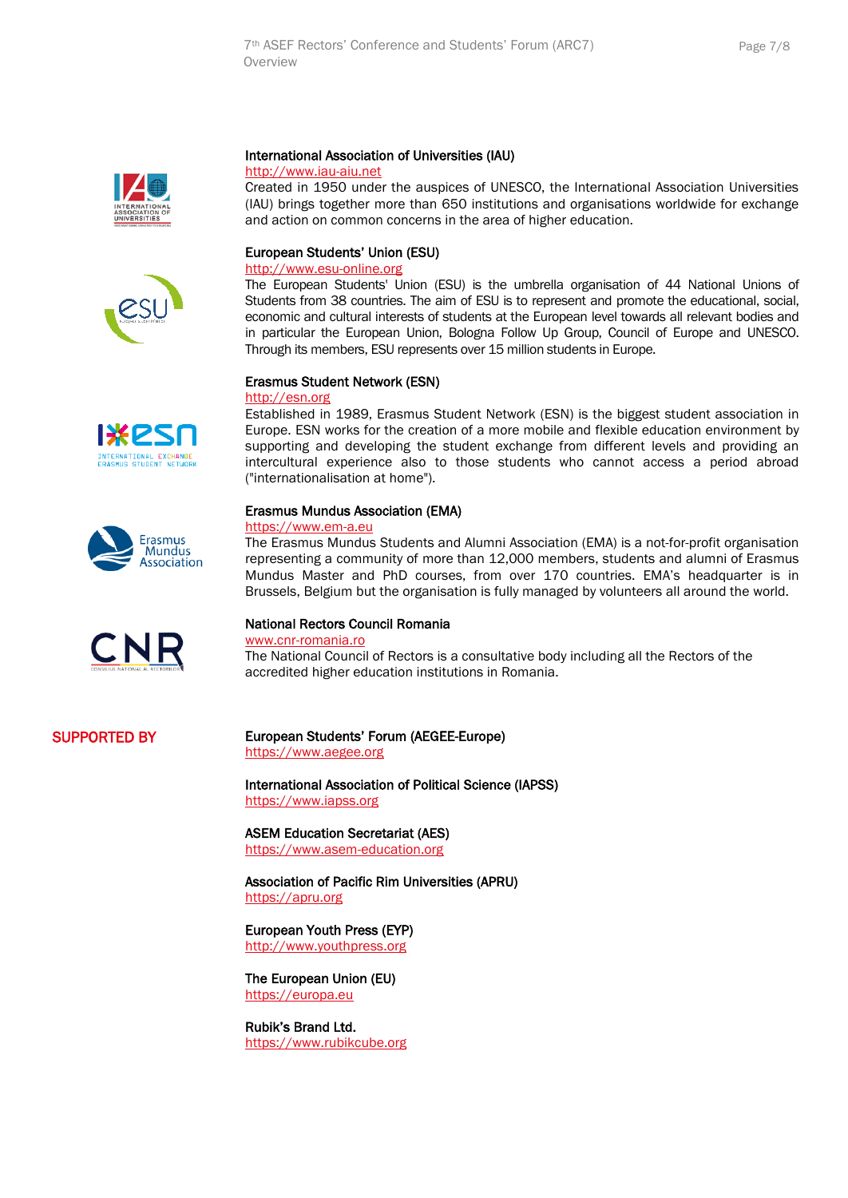**International Association of Universities (IAU)**
http://www.iau-aiu.net
Created in 1950 under the auspices of UNESCO, the International Association Universities (IAU) brings together more than 650 institutions and organisations worldwide for exchange and action on common concerns in the area of higher education.

**European Students' Union (ESU)**
http://www.esu-online.org
The European Students' Union (ESU) is the umbrella organisation of 44 National Unions of Students from 38 countries. The aim of ESU is to represent and promote the educational, social, economic and cultural interests of students at the European level towards all relevant bodies and in particular the European Union, Bologna Follow Up Group, Council of Europe and UNESCO. Through its members, ESU represents over 15 million students in Europe.

**Erasmus Student Network (ESN)**
http://esn.org
Established in 1989, Erasmus Student Network (ESN) is the biggest student association in Europe. ESN works for the creation of a more mobile and flexible education environment by supporting and developing the student exchange from different levels and providing an intercultural experience also to those students who cannot access a period abroad ("internationalisation at home").

**Erasmus Mundus Association (EMA)**
https://www.em-a.eu
The Erasmus Mundus Students and Alumni Association (EMA) is a not-for-profit organisation representing a community of more than 12,000 members, students and alumni of Erasmus Mundus Master and PhD courses, from over 170 countries. EMA's headquarter is in Brussels, Belgium but the organisation is fully managed by volunteers all around the world.

**National Rectors Council Romania**
www.cnr-romania.ro
The National Council of Rectors is a consultative body including all the Rectors of the accredited higher education institutions in Romania.

## SUPPORTED BY

**European Students' Forum (AEGEE-Europe)**
https://www.aegee.org

**International Association of Political Science (IAPSS)**
https://www.iapss.org

**ASEM Education Secretariat (AES)**
https://www.asem-education.org

**Association of Pacific Rim Universities (APRU)**
https://apru.org

**European Youth Press (EYP)**
http://www.youthpress.org

**The European Union (EU)**
https://europa.eu

**Rubik's Brand Ltd.**
https://www.rubikcube.org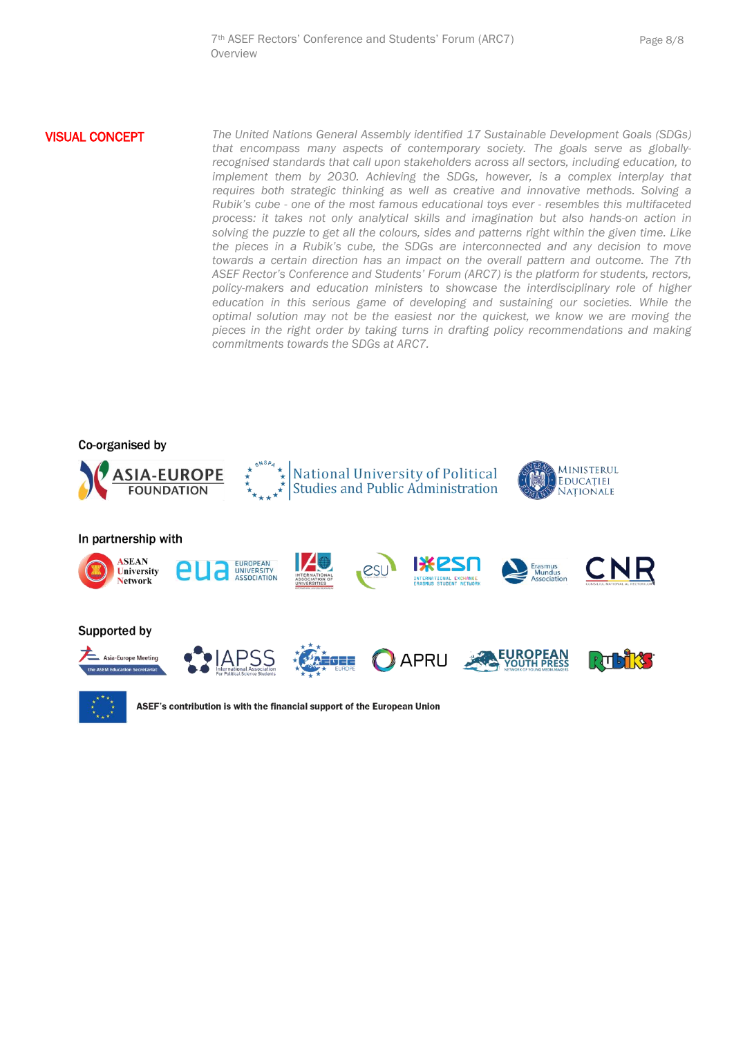## VISUAL CONCEPT

*The United Nations General Assembly identified 17 Sustainable Development Goals (SDGs) that encompass many aspects of contemporary society. The goals serve as globally-recognised standards that call upon stakeholders across all sectors, including education, to implement them by 2030. Achieving the SDGs, however, is a complex interplay that requires both strategic thinking as well as creative and innovative methods. Solving a Rubik's cube - one of the most famous educational toys ever - resembles this multifaceted process: it takes not only analytical skills and imagination but also hands-on action in solving the puzzle to get all the colours, sides and patterns right within the given time. Like the pieces in a Rubik's cube, the SDGs are interconnected and any decision to move towards a certain direction has an impact on the overall pattern and outcome. The 7th ASEF Rector's Conference and Students' Forum (ARC7) is the platform for students, rectors, policy-makers and education ministers to showcase the interdisciplinary role of higher education in this serious game of developing and sustaining our societies. While the optimal solution may not be the easiest nor the quickest, we know we are moving the pieces in the right order by taking turns in drafting policy recommendations and making commitments towards the SDGs at ARC7.*

**Co-organised by**

ASIA-EUROPE FOUNDATION
National University of Political Studies and Public Administration
Ministerul Educației Naționale

**In partnership with**

ASEAN University Network
EUA European University Association
International Association of Universities
ESU
ESN International Exchange Erasmus Student Network
Erasmus Mundus Association
CNR Consiliul Național al Rectorilor

**Supported by**

Asia-Europe Meeting – the ASEM Education Secretariat
IAPSS International Association for Political Science Students
AEGEE Europe
APRU
European Youth Press – Network of Young Media Makers
Rubik's

**ASEF's contribution is with the financial support of the European Union**